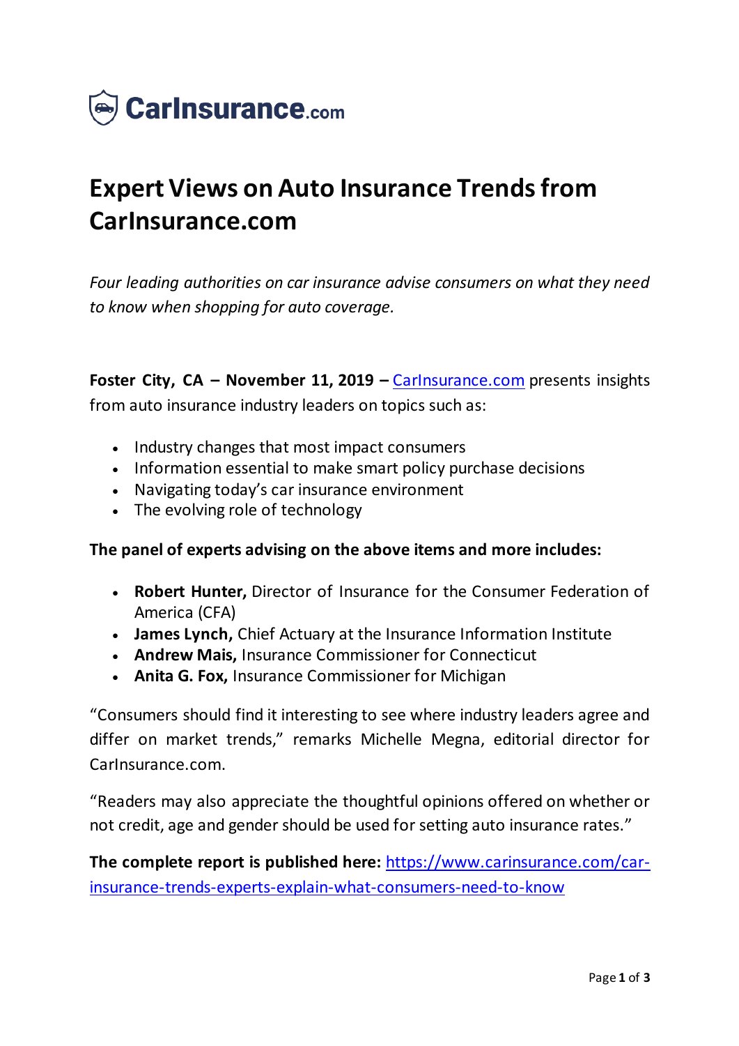CarInsurance.com

# Expert Views on Auto Insurance Trends from CarInsurance.com

*Four leading authorities on car insurance advise consumers on what they need to know when shopping for auto coverage.*

**Foster City, CA – November 11, 2019 –** [CarInsurance.com](https://www.carinsurance.com) presents insights from auto insurance industry leaders on topics such as:

- Industry changes that most impact consumers
- Information essential to make smart policy purchase decisions
- Navigating today's car insurance environment
- The evolving role of technology

**The panel of experts advising on the above items and more includes:**

- **Robert Hunter,** Director of Insurance for the Consumer Federation of America (CFA)
- **James Lynch,** Chief Actuary at the Insurance Information Institute
- **Andrew Mais,** Insurance Commissioner for Connecticut
- **Anita G. Fox,** Insurance Commissioner for Michigan

"Consumers should find it interesting to see where industry leaders agree and differ on market trends," remarks Michelle Megna, editorial director for CarInsurance.com.

"Readers may also appreciate the thoughtful opinions offered on whether or not credit, age and gender should be used for setting auto insurance rates."

**The complete report is published here:** [https://www.carinsurance.com/car-insurance-trends-experts-explain-what-consumers-need-to-know](https://www.carinsurance.com/car-insurance-trends-experts-explain-what-consumers-need-to-know)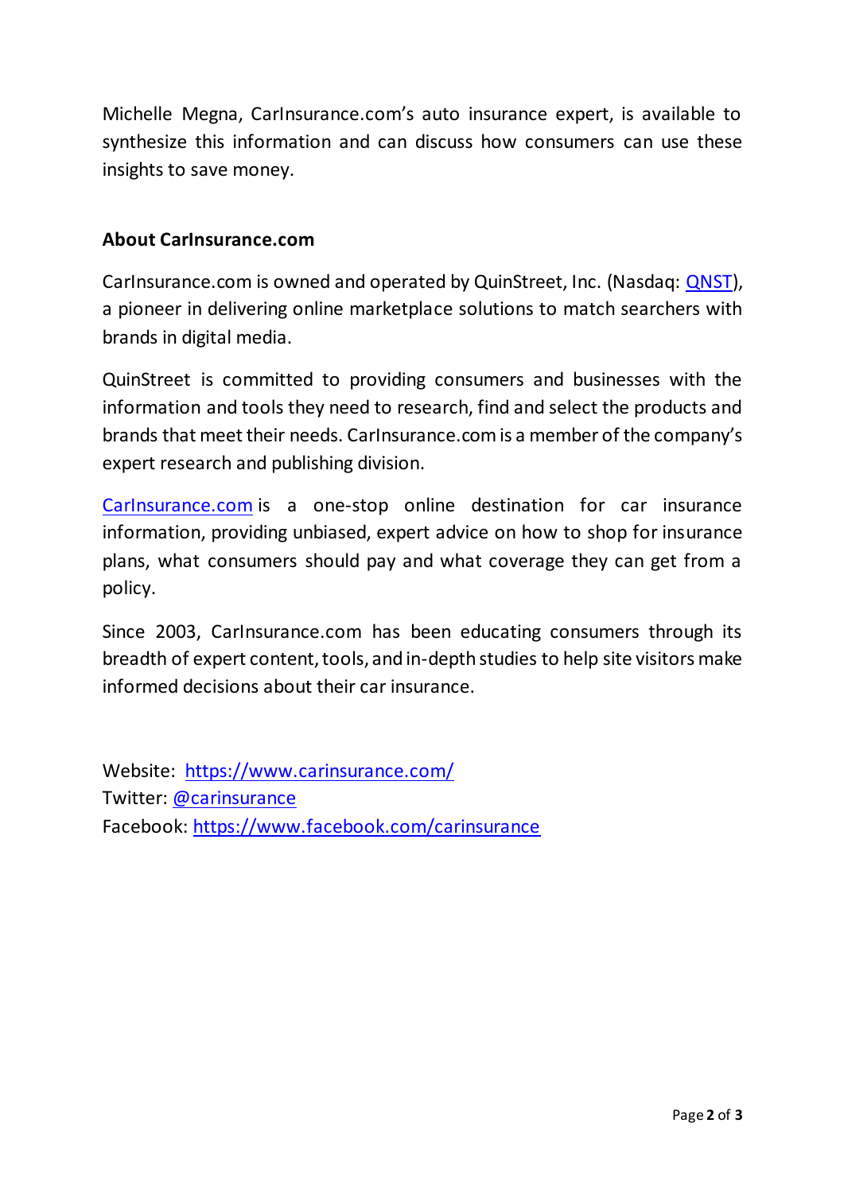Michelle Megna, CarInsurance.com's auto insurance expert, is available to synthesize this information and can discuss how consumers can use these insights to save money.

**About CarInsurance.com**

CarInsurance.com is owned and operated by QuinStreet, Inc. (Nasdaq: QNST), a pioneer in delivering online marketplace solutions to match searchers with brands in digital media.

QuinStreet is committed to providing consumers and businesses with the information and tools they need to research, find and select the products and brands that meet their needs. CarInsurance.com is a member of the company's expert research and publishing division.

CarInsurance.com is a one-stop online destination for car insurance information, providing unbiased, expert advice on how to shop for insurance plans, what consumers should pay and what coverage they can get from a policy.

Since 2003, CarInsurance.com has been educating consumers through its breadth of expert content, tools, and in-depth studies to help site visitors make informed decisions about their car insurance.

Website: https://www.carinsurance.com/
Twitter: @carinsurance
Facebook: https://www.facebook.com/carinsurance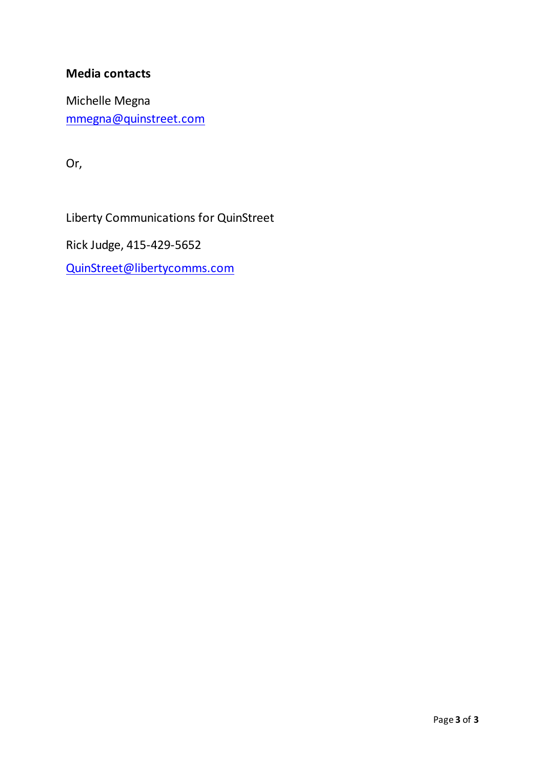**Media contacts**

Michelle Megna
mmegna@quinstreet.com

Or,

Liberty Communications for QuinStreet

Rick Judge, 415-429-5652

QuinStreet@libertycomms.com